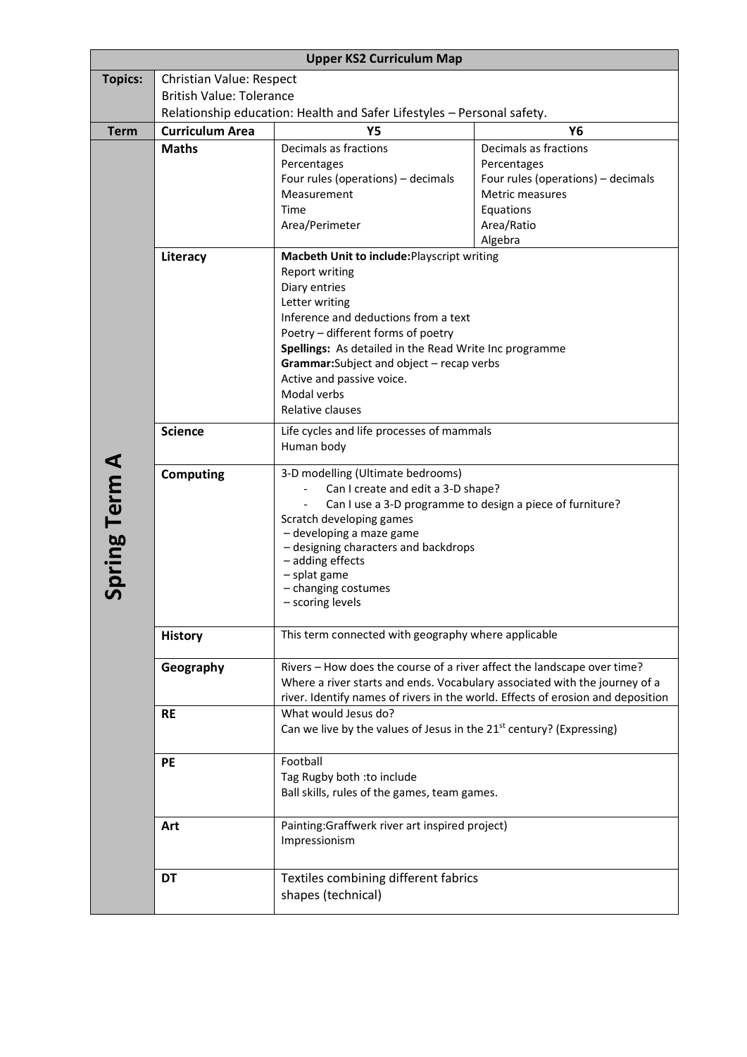| Upper KS2 Curriculum Map | | | |
|---|---|---|---|
| **Topics:** | Christian Value: Respect<br>British Value: Tolerance<br>Relationship education: Health and Safer Lifestyles – Personal safety. | | |
| **Term** | **Curriculum Area** | **Y5** | **Y6** |
| **Spring Term A** | **Maths** | Decimals as fractions<br>Percentages<br>Four rules (operations) – decimals<br>Measurement<br>Time<br>Area/Perimeter | Decimals as fractions<br>Percentages<br>Four rules (operations) – decimals<br>Metric measures<br>Equations<br>Area/Ratio<br>Algebra |
| | **Literacy** | **Macbeth Unit to include:** Playscript writing<br>Report writing<br>Diary entries<br>Letter writing<br>Inference and deductions from a text<br>Poetry – different forms of poetry<br>**Spellings:** As detailed in the Read Write Inc programme<br>**Grammar:** Subject and object – recap verbs<br>Active and passive voice.<br>Modal verbs<br>Relative clauses | |
| | **Science** | Life cycles and life processes of mammals<br>Human body | |
| | **Computing** | 3-D modelling (Ultimate bedrooms)<br>- Can I create and edit a 3-D shape?<br>- Can I use a 3-D programme to design a piece of furniture?<br>Scratch developing games<br>– developing a maze game<br>– designing characters and backdrops<br>– adding effects<br>– splat game<br>– changing costumes<br>– scoring levels | |
| | **History** | This term connected with geography where applicable | |
| | **Geography** | Rivers – How does the course of a river affect the landscape over time? Where a river starts and ends. Vocabulary associated with the journey of a river. Identify names of rivers in the world. Effects of erosion and deposition | |
| | **RE** | What would Jesus do?<br>Can we live by the values of Jesus in the 21st century? (Expressing) | |
| | **PE** | Football<br>Tag Rugby both :to include<br>Ball skills, rules of the games, team games. | |
| | **Art** | Painting:Graffwerk river art inspired project)<br>Impressionism | |
| | **DT** | Textiles combining different fabrics<br>shapes (technical) | |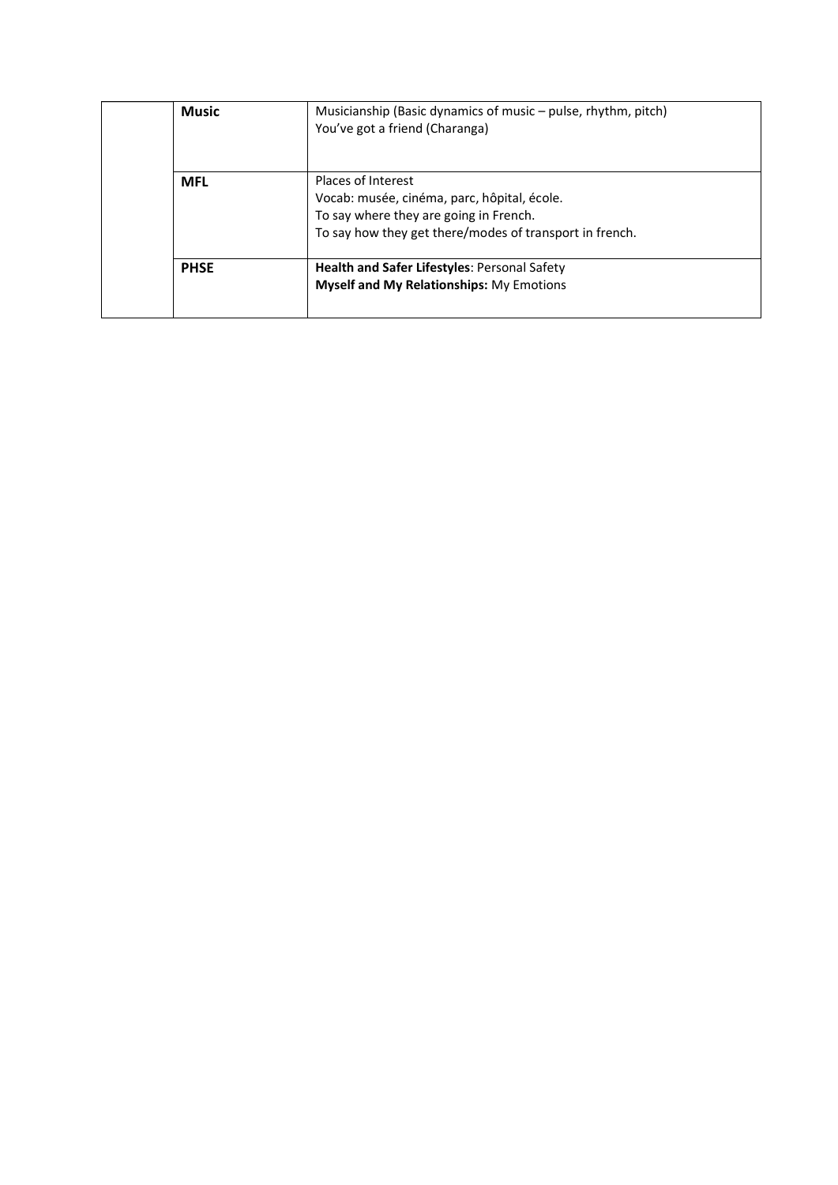| | | |
|---|---|---|
| | **Music** | Musicianship (Basic dynamics of music – pulse, rhythm, pitch)<br>You've got a friend (Charanga) |
| | **MFL** | Places of Interest<br>Vocab: musée, cinéma, parc, hôpital, école.<br>To say where they are going in French.<br>To say how they get there/modes of transport in french. |
| | **PHSE** | **Health and Safer Lifestyles**: Personal Safety<br>**Myself and My Relationships:** My Emotions |